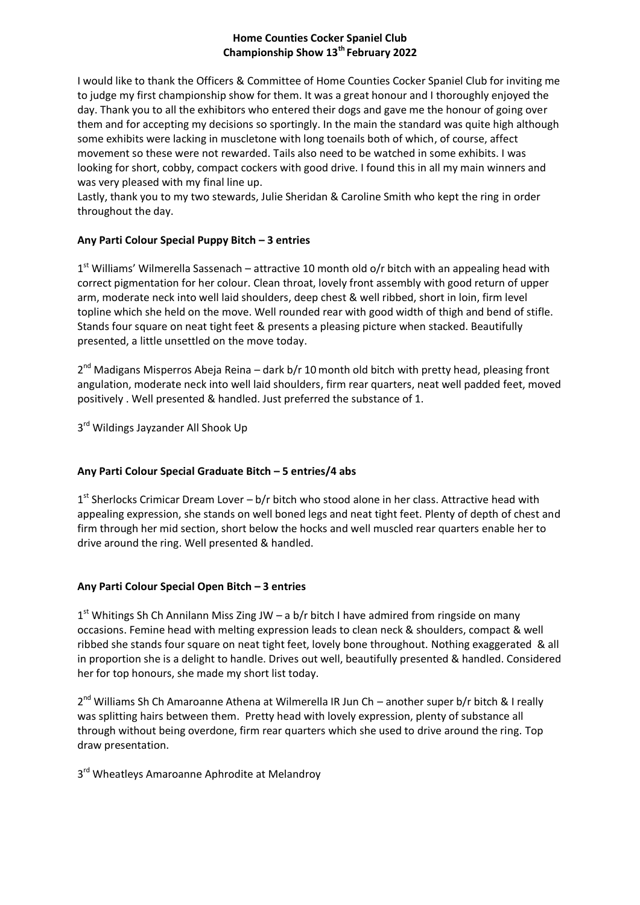# Home Counties Cocker Spaniel Club
## Championship Show 13th February 2022

I would like to thank the Officers & Committee of Home Counties Cocker Spaniel Club for inviting me to judge my first championship show for them. It was a great honour and I thoroughly enjoyed the day. Thank you to all the exhibitors who entered their dogs and gave me the honour of going over them and for accepting my decisions so sportingly. In the main the standard was quite high although some exhibits were lacking in muscletone with long toenails both of which, of course, affect movement so these were not rewarded. Tails also need to be watched in some exhibits. I was looking for short, cobby, compact cockers with good drive. I found this in all my main winners and was very pleased with my final line up.

Lastly, thank you to my two stewards, Julie Sheridan & Caroline Smith who kept the ring in order throughout the day.

### Any Parti Colour Special Puppy Bitch – 3 entries

1st Williams' Wilmerella Sassenach – attractive 10 month old o/r bitch with an appealing head with correct pigmentation for her colour. Clean throat, lovely front assembly with good return of upper arm, moderate neck into well laid shoulders, deep chest & well ribbed, short in loin, firm level topline which she held on the move. Well rounded rear with good width of thigh and bend of stifle. Stands four square on neat tight feet & presents a pleasing picture when stacked. Beautifully presented, a little unsettled on the move today.

2nd Madigans Misperros Abeja Reina – dark b/r 10 month old bitch with pretty head, pleasing front angulation, moderate neck into well laid shoulders, firm rear quarters, neat well padded feet, moved positively . Well presented & handled. Just preferred the substance of 1.

3rd Wildings Jayzander All Shook Up

### Any Parti Colour Special Graduate Bitch – 5 entries/4 abs

1st Sherlocks Crimicar Dream Lover – b/r bitch who stood alone in her class. Attractive head with appealing expression, she stands on well boned legs and neat tight feet. Plenty of depth of chest and firm through her mid section, short below the hocks and well muscled rear quarters enable her to drive around the ring. Well presented & handled.

### Any Parti Colour Special Open Bitch – 3 entries

1st Whitings Sh Ch Annilann Miss Zing JW – a b/r bitch I have admired from ringside on many occasions. Femine head with melting expression leads to clean neck & shoulders, compact & well ribbed she stands four square on neat tight feet, lovely bone throughout. Nothing exaggerated & all in proportion she is a delight to handle. Drives out well, beautifully presented & handled. Considered her for top honours, she made my short list today.

2nd Williams Sh Ch Amaroanne Athena at Wilmerella IR Jun Ch – another super b/r bitch & I really was splitting hairs between them. Pretty head with lovely expression, plenty of substance all through without being overdone, firm rear quarters which she used to drive around the ring. Top draw presentation.

3rd Wheatleys Amaroanne Aphrodite at Melandroy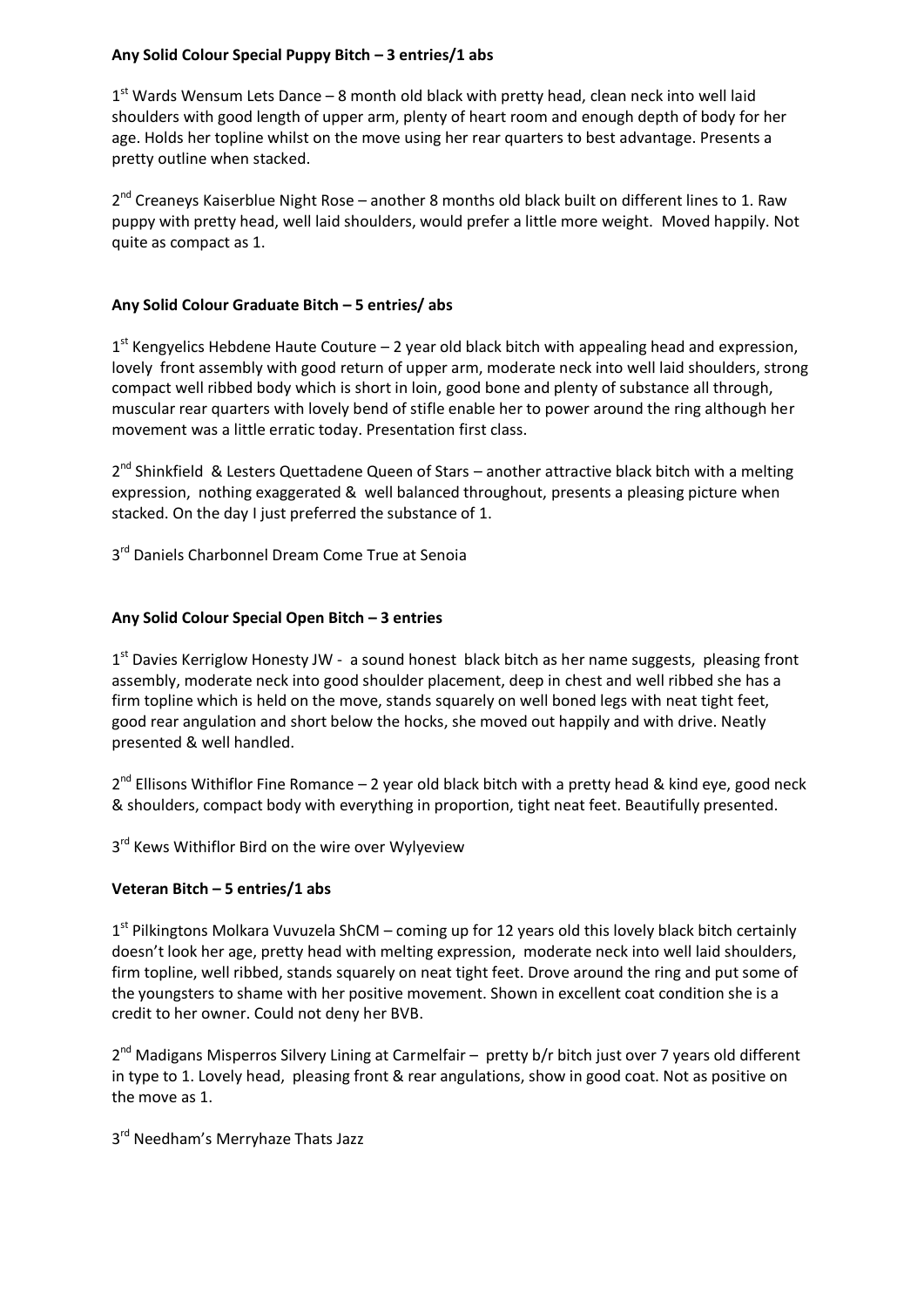**Any Solid Colour Special Puppy Bitch – 3 entries/1 abs**

1st Wards Wensum Lets Dance – 8 month old black with pretty head, clean neck into well laid shoulders with good length of upper arm, plenty of heart room and enough depth of body for her age. Holds her topline whilst on the move using her rear quarters to best advantage. Presents a pretty outline when stacked.

2nd Creaneys Kaiserblue Night Rose – another 8 months old black built on different lines to 1. Raw puppy with pretty head, well laid shoulders, would prefer a little more weight. Moved happily. Not quite as compact as 1.

**Any Solid Colour Graduate Bitch – 5 entries/ abs**

1st Kengyelics Hebdene Haute Couture – 2 year old black bitch with appealing head and expression, lovely front assembly with good return of upper arm, moderate neck into well laid shoulders, strong compact well ribbed body which is short in loin, good bone and plenty of substance all through, muscular rear quarters with lovely bend of stifle enable her to power around the ring although her movement was a little erratic today. Presentation first class.

2nd Shinkfield & Lesters Quettadene Queen of Stars – another attractive black bitch with a melting expression, nothing exaggerated & well balanced throughout, presents a pleasing picture when stacked. On the day I just preferred the substance of 1.

3rd Daniels Charbonnel Dream Come True at Senoia

**Any Solid Colour Special Open Bitch – 3 entries**

1st Davies Kerriglow Honesty JW - a sound honest black bitch as her name suggests, pleasing front assembly, moderate neck into good shoulder placement, deep in chest and well ribbed she has a firm topline which is held on the move, stands squarely on well boned legs with neat tight feet, good rear angulation and short below the hocks, she moved out happily and with drive. Neatly presented & well handled.

2nd Ellisons Withiflor Fine Romance – 2 year old black bitch with a pretty head & kind eye, good neck & shoulders, compact body with everything in proportion, tight neat feet. Beautifully presented.

3rd Kews Withiflor Bird on the wire over Wylyeview

**Veteran Bitch – 5 entries/1 abs**

1st Pilkingtons Molkara Vuvuzela ShCM – coming up for 12 years old this lovely black bitch certainly doesn't look her age, pretty head with melting expression, moderate neck into well laid shoulders, firm topline, well ribbed, stands squarely on neat tight feet. Drove around the ring and put some of the youngsters to shame with her positive movement. Shown in excellent coat condition she is a credit to her owner. Could not deny her BVB.

2nd Madigans Misperros Silvery Lining at Carmelfair – pretty b/r bitch just over 7 years old different in type to 1. Lovely head, pleasing front & rear angulations, show in good coat. Not as positive on the move as 1.

3rd Needham's Merryhaze Thats Jazz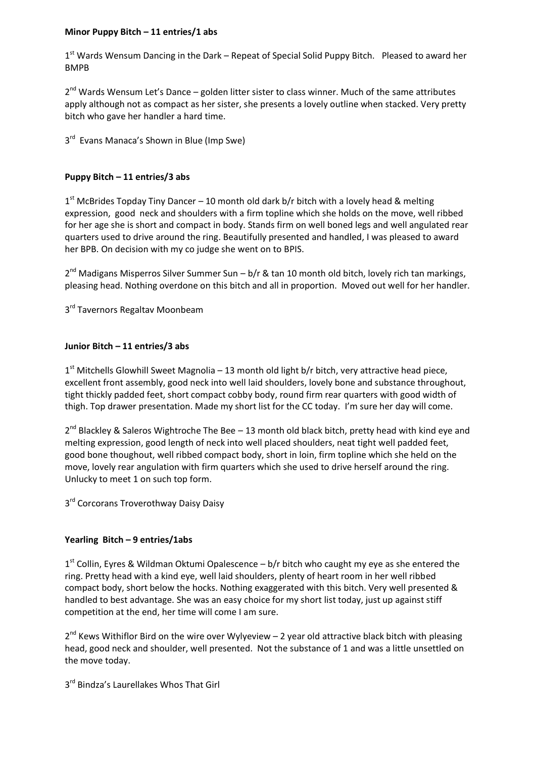**Minor Puppy Bitch – 11 entries/1 abs**

1st Wards Wensum Dancing in the Dark – Repeat of Special Solid Puppy Bitch. Pleased to award her BMPB

2nd Wards Wensum Let's Dance – golden litter sister to class winner. Much of the same attributes apply although not as compact as her sister, she presents a lovely outline when stacked. Very pretty bitch who gave her handler a hard time.

3rd Evans Manaca's Shown in Blue (Imp Swe)

**Puppy Bitch – 11 entries/3 abs**

1st McBrides Topday Tiny Dancer – 10 month old dark b/r bitch with a lovely head & melting expression, good neck and shoulders with a firm topline which she holds on the move, well ribbed for her age she is short and compact in body. Stands firm on well boned legs and well angulated rear quarters used to drive around the ring. Beautifully presented and handled, I was pleased to award her BPB. On decision with my co judge she went on to BPIS.

2nd Madigans Misperros Silver Summer Sun – b/r & tan 10 month old bitch, lovely rich tan markings, pleasing head. Nothing overdone on this bitch and all in proportion. Moved out well for her handler.

3rd Tavernors Regaltav Moonbeam

**Junior Bitch – 11 entries/3 abs**

1st Mitchells Glowhill Sweet Magnolia – 13 month old light b/r bitch, very attractive head piece, excellent front assembly, good neck into well laid shoulders, lovely bone and substance throughout, tight thickly padded feet, short compact cobby body, round firm rear quarters with good width of thigh. Top drawer presentation. Made my short list for the CC today. I'm sure her day will come.

2nd Blackley & Saleros Wightroche The Bee – 13 month old black bitch, pretty head with kind eye and melting expression, good length of neck into well placed shoulders, neat tight well padded feet, good bone thoughout, well ribbed compact body, short in loin, firm topline which she held on the move, lovely rear angulation with firm quarters which she used to drive herself around the ring. Unlucky to meet 1 on such top form.

3rd Corcorans Troverothway Daisy Daisy

**Yearling Bitch – 9 entries/1abs**

1st Collin, Eyres & Wildman Oktumi Opalescence – b/r bitch who caught my eye as she entered the ring. Pretty head with a kind eye, well laid shoulders, plenty of heart room in her well ribbed compact body, short below the hocks. Nothing exaggerated with this bitch. Very well presented & handled to best advantage. She was an easy choice for my short list today, just up against stiff competition at the end, her time will come I am sure.

2nd Kews Withiflor Bird on the wire over Wylyeview – 2 year old attractive black bitch with pleasing head, good neck and shoulder, well presented. Not the substance of 1 and was a little unsettled on the move today.

3rd Bindza's Laurellakes Whos That Girl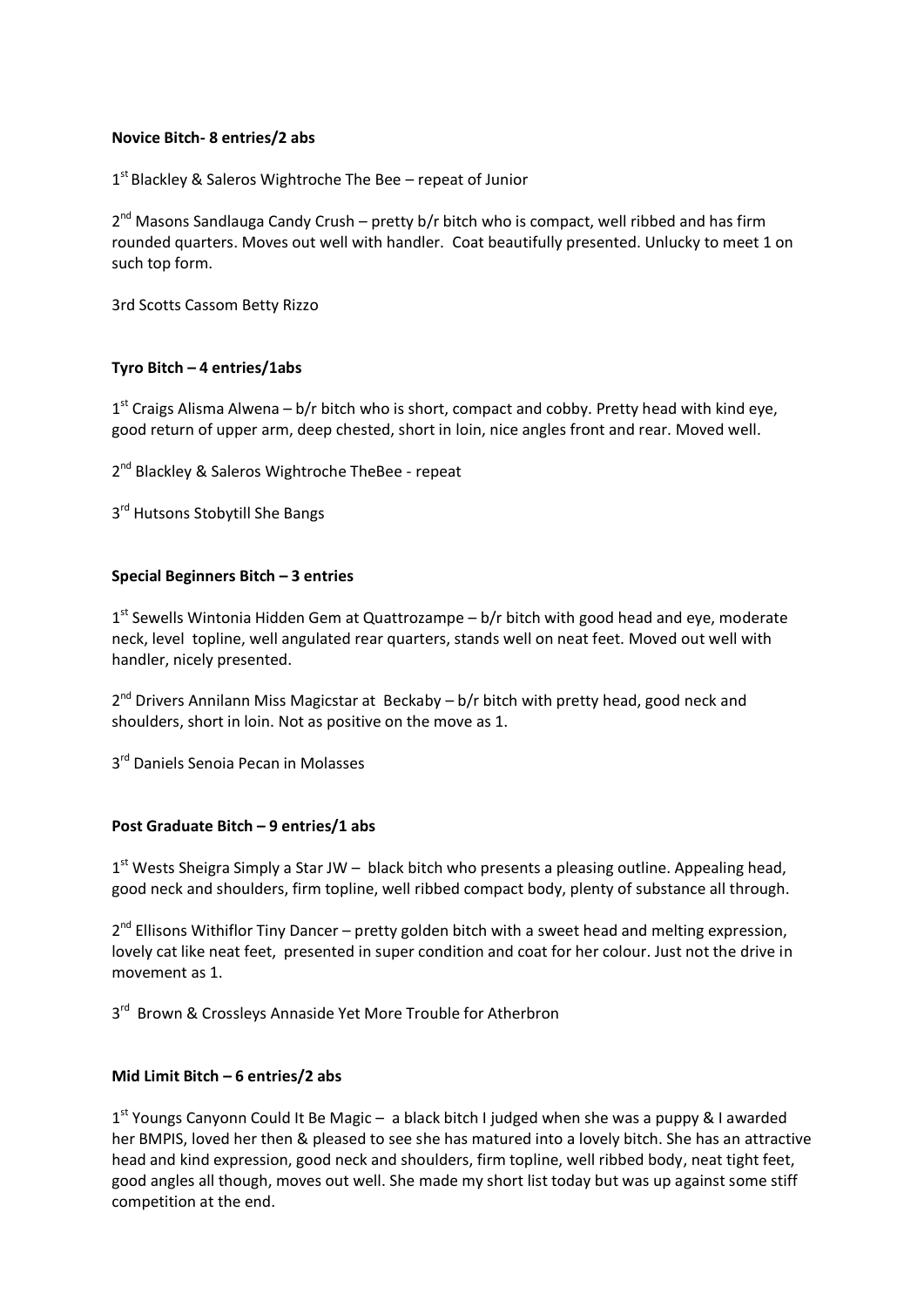**Novice Bitch- 8 entries/2 abs**

1st Blackley & Saleros Wightroche The Bee – repeat of Junior

2nd Masons Sandlauga Candy Crush – pretty b/r bitch who is compact, well ribbed and has firm rounded quarters. Moves out well with handler. Coat beautifully presented. Unlucky to meet 1 on such top form.

3rd Scotts Cassom Betty Rizzo

**Tyro Bitch – 4 entries/1abs**

1st Craigs Alisma Alwena – b/r bitch who is short, compact and cobby. Pretty head with kind eye, good return of upper arm, deep chested, short in loin, nice angles front and rear. Moved well.

2nd Blackley & Saleros Wightroche TheBee - repeat

3rd Hutsons Stobytill She Bangs

**Special Beginners Bitch – 3 entries**

1st Sewells Wintonia Hidden Gem at Quattrozampe – b/r bitch with good head and eye, moderate neck, level topline, well angulated rear quarters, stands well on neat feet. Moved out well with handler, nicely presented.

2nd Drivers Annilann Miss Magicstar at Beckaby – b/r bitch with pretty head, good neck and shoulders, short in loin. Not as positive on the move as 1.

3rd Daniels Senoia Pecan in Molasses

**Post Graduate Bitch – 9 entries/1 abs**

1st Wests Sheigra Simply a Star JW – black bitch who presents a pleasing outline. Appealing head, good neck and shoulders, firm topline, well ribbed compact body, plenty of substance all through.

2nd Ellisons Withiflor Tiny Dancer – pretty golden bitch with a sweet head and melting expression, lovely cat like neat feet, presented in super condition and coat for her colour. Just not the drive in movement as 1.

3rd Brown & Crossleys Annaside Yet More Trouble for Atherbron

**Mid Limit Bitch – 6 entries/2 abs**

1st Youngs Canyonn Could It Be Magic – a black bitch I judged when she was a puppy & I awarded her BMPIS, loved her then & pleased to see she has matured into a lovely bitch. She has an attractive head and kind expression, good neck and shoulders, firm topline, well ribbed body, neat tight feet, good angles all though, moves out well. She made my short list today but was up against some stiff competition at the end.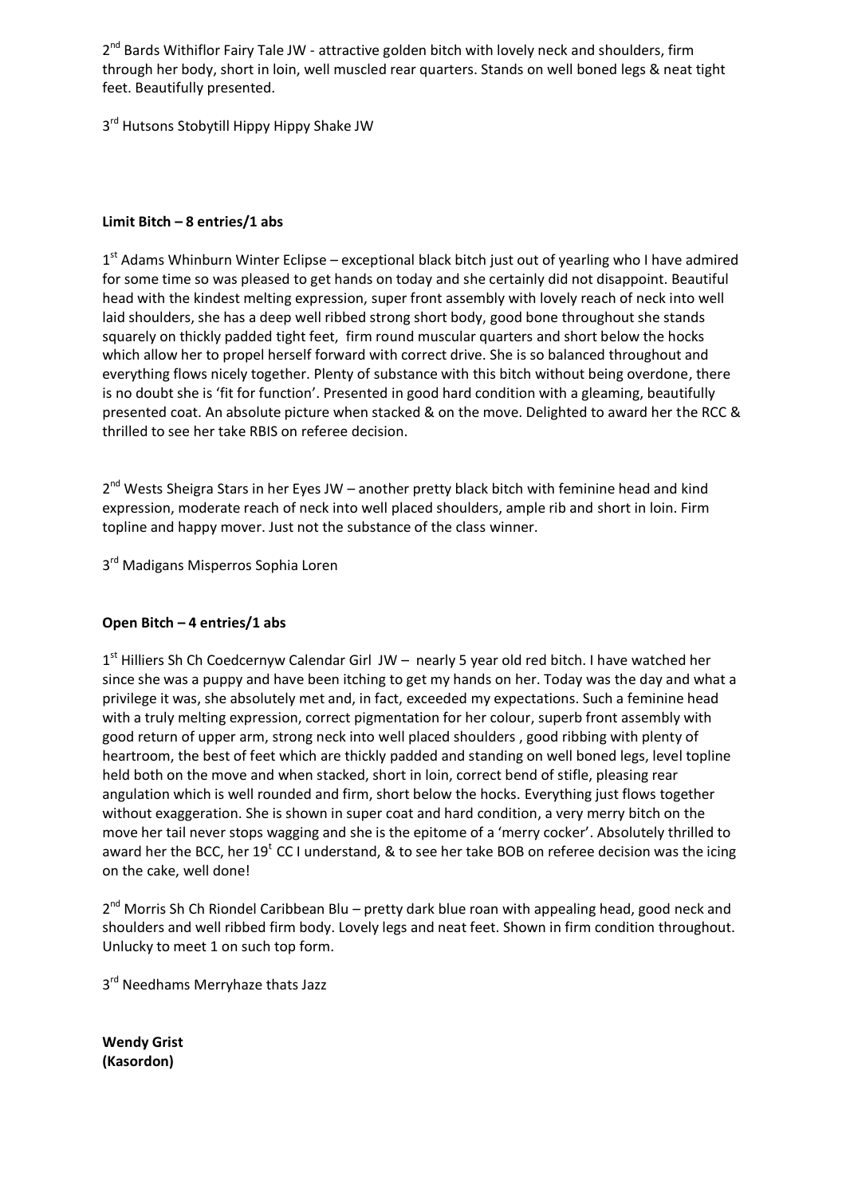2nd Bards Withiflor Fairy Tale JW - attractive golden bitch with lovely neck and shoulders, firm through her body, short in loin, well muscled rear quarters. Stands on well boned legs & neat tight feet. Beautifully presented.

3rd Hutsons Stobytill Hippy Hippy Shake JW

**Limit Bitch – 8 entries/1 abs**

1st Adams Whinburn Winter Eclipse – exceptional black bitch just out of yearling who I have admired for some time so was pleased to get hands on today and she certainly did not disappoint. Beautiful head with the kindest melting expression, super front assembly with lovely reach of neck into well laid shoulders, she has a deep well ribbed strong short body, good bone throughout she stands squarely on thickly padded tight feet, firm round muscular quarters and short below the hocks which allow her to propel herself forward with correct drive. She is so balanced throughout and everything flows nicely together. Plenty of substance with this bitch without being overdone, there is no doubt she is 'fit for function'. Presented in good hard condition with a gleaming, beautifully presented coat. An absolute picture when stacked & on the move. Delighted to award her the RCC & thrilled to see her take RBIS on referee decision.

2nd Wests Sheigra Stars in her Eyes JW – another pretty black bitch with feminine head and kind expression, moderate reach of neck into well placed shoulders, ample rib and short in loin. Firm topline and happy mover. Just not the substance of the class winner.

3rd Madigans Misperros Sophia Loren

**Open Bitch – 4 entries/1 abs**

1st Hilliers Sh Ch Coedcernyw Calendar Girl JW – nearly 5 year old red bitch. I have watched her since she was a puppy and have been itching to get my hands on her. Today was the day and what a privilege it was, she absolutely met and, in fact, exceeded my expectations. Such a feminine head with a truly melting expression, correct pigmentation for her colour, superb front assembly with good return of upper arm, strong neck into well placed shoulders , good ribbing with plenty of heartroom, the best of feet which are thickly padded and standing on well boned legs, level topline held both on the move and when stacked, short in loin, correct bend of stifle, pleasing rear angulation which is well rounded and firm, short below the hocks. Everything just flows together without exaggeration. She is shown in super coat and hard condition, a very merry bitch on the move her tail never stops wagging and she is the epitome of a 'merry cocker'. Absolutely thrilled to award her the BCC, her 19t CC I understand, & to see her take BOB on referee decision was the icing on the cake, well done!

2nd Morris Sh Ch Riondel Caribbean Blu – pretty dark blue roan with appealing head, good neck and shoulders and well ribbed firm body. Lovely legs and neat feet. Shown in firm condition throughout. Unlucky to meet 1 on such top form.

3rd Needhams Merryhaze thats Jazz

**Wendy Grist**
**(Kasordon)**